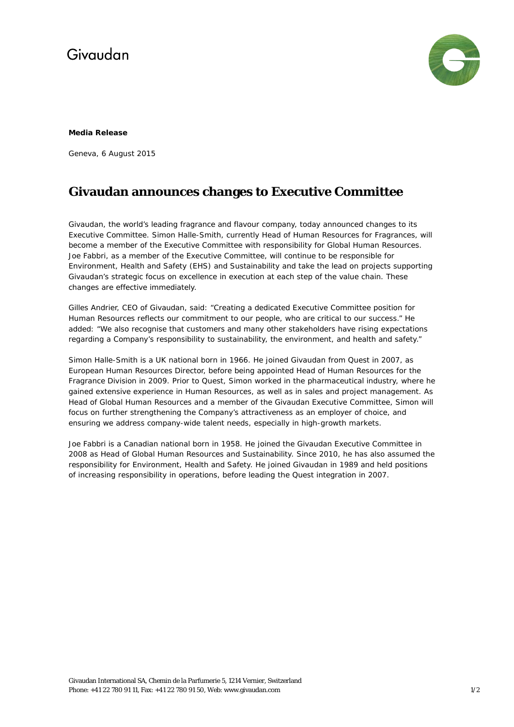Givaudan

**Media Release**

Geneva, 6 August 2015

# Givaudan announces changes to Executive Committee

Givaudan, the world's leading fragrance and flavour company, today announced changes to its Executive Committee. Simon Halle-Smith, currently Head of Human Resources for Fragrances, will become a member of the Executive Committee with responsibility for Global Human Resources. Joe Fabbri, as a member of the Executive Committee, will continue to be responsible for Environment, Health and Safety (EHS) and Sustainability and take the lead on projects supporting Givaudan's strategic focus on excellence in execution at each step of the value chain. These changes are effective immediately.

Gilles Andrier, CEO of Givaudan, said: "Creating a dedicated Executive Committee position for Human Resources reflects our commitment to our people, who are critical to our success." He added: "We also recognise that customers and many other stakeholders have rising expectations regarding a Company's responsibility to sustainability, the environment, and health and safety."

Simon Halle-Smith is a UK national born in 1966. He joined Givaudan from Quest in 2007, as European Human Resources Director, before being appointed Head of Human Resources for the Fragrance Division in 2009. Prior to Quest, Simon worked in the pharmaceutical industry, where he gained extensive experience in Human Resources, as well as in sales and project management. As Head of Global Human Resources and a member of the Givaudan Executive Committee, Simon will focus on further strengthening the Company's attractiveness as an employer of choice, and ensuring we address company-wide talent needs, especially in high-growth markets.

Joe Fabbri is a Canadian national born in 1958. He joined the Givaudan Executive Committee in 2008 as Head of Global Human Resources and Sustainability. Since 2010, he has also assumed the responsibility for Environment, Health and Safety. He joined Givaudan in 1989 and held positions of increasing responsibility in operations, before leading the Quest integration in 2007.

Givaudan International SA, Chemin de la Parfumerie 5, 1214 Vernier, Switzerland
Phone: +41 22 780 91 11, Fax: +41 22 780 91 50, Web: www.givaudan.com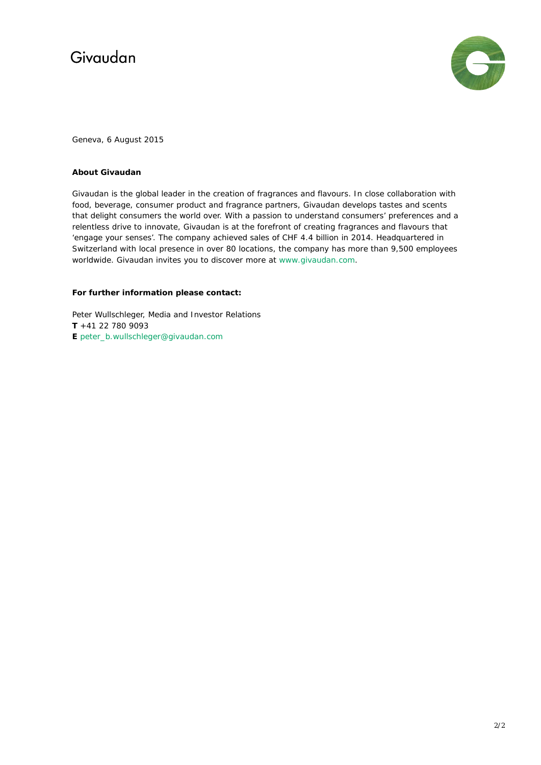Geneva, 6 August 2015

**About Givaudan**

Givaudan is the global leader in the creation of fragrances and flavours. In close collaboration with food, beverage, consumer product and fragrance partners, Givaudan develops tastes and scents that delight consumers the world over. With a passion to understand consumers' preferences and a relentless drive to innovate, Givaudan is at the forefront of creating fragrances and flavours that 'engage your senses'. The company achieved sales of CHF 4.4 billion in 2014. Headquartered in Switzerland with local presence in over 80 locations, the company has more than 9,500 employees worldwide. Givaudan invites you to discover more at www.givaudan.com.

**For further information please contact:**

Peter Wullschleger, Media and Investor Relations
**T** +41 22 780 9093
**E** peter_b.wullschleger@givaudan.com